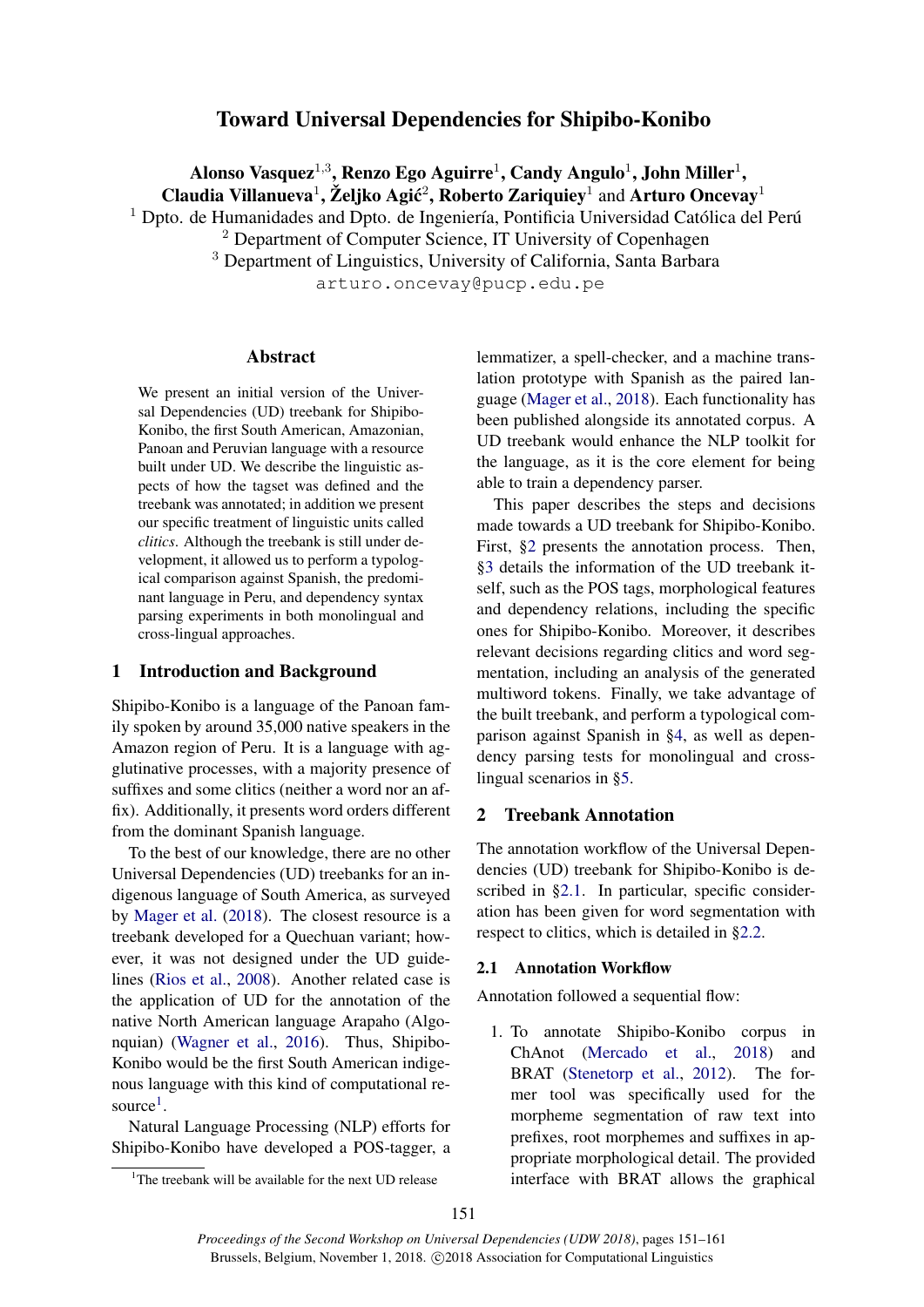# Toward Universal Dependencies for Shipibo-Konibo

**Alonso Vasquez**[1,3], **Renzo Ego Aguirre**[1], **Candy Angulo**[1], **John Miller**[1], **Claudia Villanueva**[1], **Željko Agić**[2], **Roberto Zariquiey**[1] and **Arturo Oncevay**[1]

[1] Dpto. de Humanidades and Dpto. de Ingeniería, Pontificia Universidad Católica del Perú
[2] Department of Computer Science, IT University of Copenhagen
[3] Department of Linguistics, University of California, Santa Barbara

arturo.oncevay@pucp.edu.pe

## Abstract

We present an initial version of the Universal Dependencies (UD) treebank for Shipibo-Konibo, the first South American, Amazonian, Panoan and Peruvian language with a resource built under UD. We describe the linguistic aspects of how the tagset was defined and the treebank was annotated; in addition we present our specific treatment of linguistic units called *clitics*. Although the treebank is still under development, it allowed us to perform a typological comparison against Spanish, the predominant language in Peru, and dependency syntax parsing experiments in both monolingual and cross-lingual approaches.

## 1 Introduction and Background

Shipibo-Konibo is a language of the Panoan family spoken by around 35,000 native speakers in the Amazon region of Peru. It is a language with agglutinative processes, with a majority presence of suffixes and some clitics (neither a word nor an affix). Additionally, it presents word orders different from the dominant Spanish language.

To the best of our knowledge, there are no other Universal Dependencies (UD) treebanks for an indigenous language of South America, as surveyed by Mager et al. (2018). The closest resource is a treebank developed for a Quechuan variant; however, it was not designed under the UD guidelines (Rios et al., 2008). Another related case is the application of UD for the annotation of the native North American language Arapaho (Algonquian) (Wagner et al., 2016). Thus, Shipibo-Konibo would be the first South American indigenous language with this kind of computational resource[1].

Natural Language Processing (NLP) efforts for Shipibo-Konibo have developed a POS-tagger, a lemmatizer, a spell-checker, and a machine translation prototype with Spanish as the paired language (Mager et al., 2018). Each functionality has been published alongside its annotated corpus. A UD treebank would enhance the NLP toolkit for the language, as it is the core element for being able to train a dependency parser.

This paper describes the steps and decisions made towards a UD treebank for Shipibo-Konibo. First, §2 presents the annotation process. Then, §3 details the information of the UD treebank itself, such as the POS tags, morphological features and dependency relations, including the specific ones for Shipibo-Konibo. Moreover, it describes relevant decisions regarding clitics and word segmentation, including an analysis of the generated multiword tokens. Finally, we take advantage of the built treebank, and perform a typological comparison against Spanish in §4, as well as dependency parsing tests for monolingual and cross-lingual scenarios in §5.

## 2 Treebank Annotation

The annotation workflow of the Universal Dependencies (UD) treebank for Shipibo-Konibo is described in §2.1. In particular, specific consideration has been given for word segmentation with respect to clitics, which is detailed in §2.2.

### 2.1 Annotation Workflow

Annotation followed a sequential flow:

1. To annotate Shipibo-Konibo corpus in ChAnot (Mercado et al., 2018) and BRAT (Stenetorp et al., 2012). The former tool was specifically used for the morpheme segmentation of raw text into prefixes, root morphemes and suffixes in appropriate morphological detail. The provided interface with BRAT allows the graphical

[1] The treebank will be available for the next UD release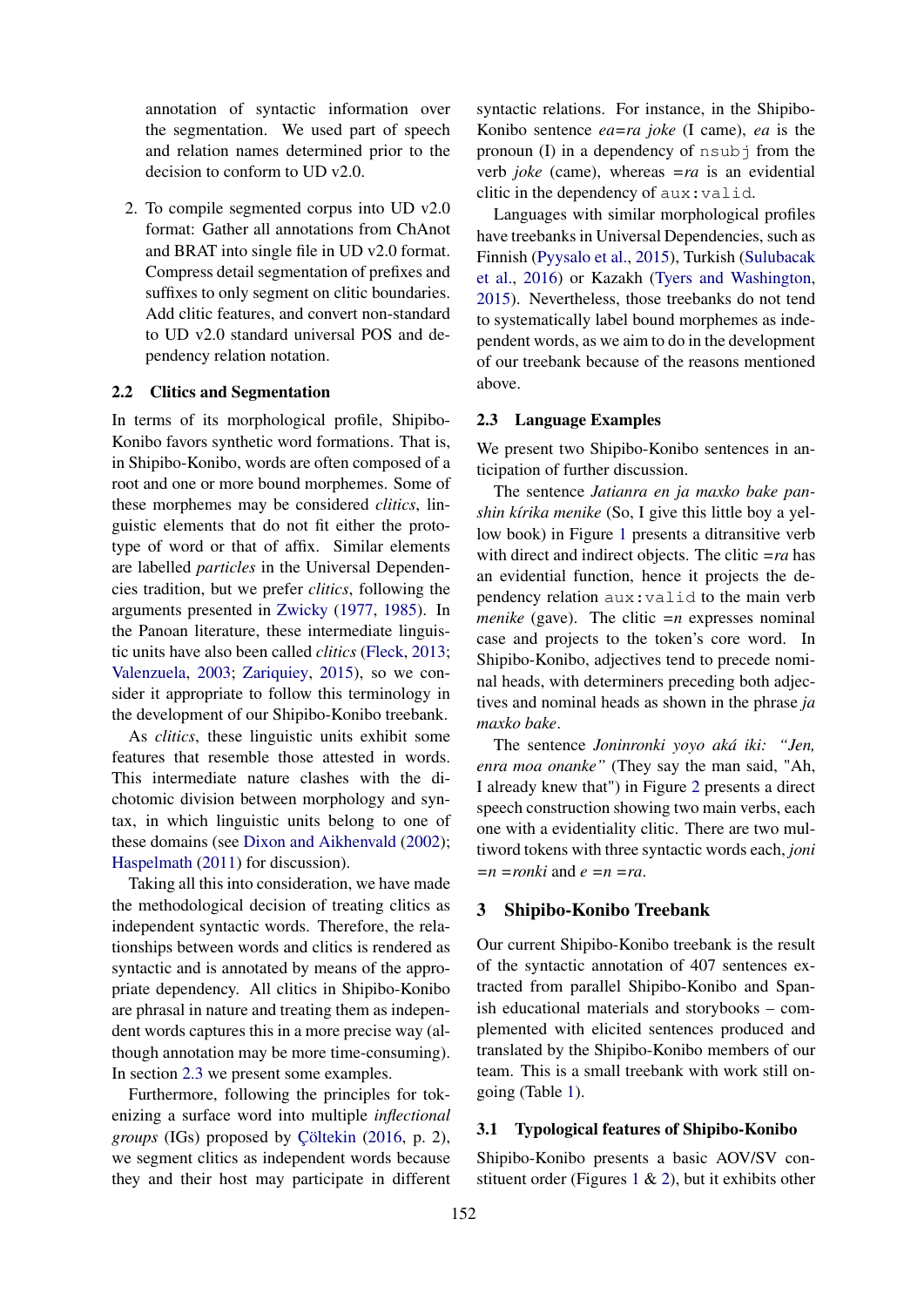annotation of syntactic information over the segmentation. We used part of speech and relation names determined prior to the decision to conform to UD v2.0.

2. To compile segmented corpus into UD v2.0 format: Gather all annotations from ChAnot and BRAT into single file in UD v2.0 format. Compress detail segmentation of prefixes and suffixes to only segment on clitic boundaries. Add clitic features, and convert non-standard to UD v2.0 standard universal POS and dependency relation notation.

### 2.2 Clitics and Segmentation

In terms of its morphological profile, Shipibo-Konibo favors synthetic word formations. That is, in Shipibo-Konibo, words are often composed of a root and one or more bound morphemes. Some of these morphemes may be considered *clitics*, linguistic elements that do not fit either the prototype of word or that of affix. Similar elements are labelled *particles* in the Universal Dependencies tradition, but we prefer *clitics*, following the arguments presented in Zwicky (1977, 1985). In the Panoan literature, these intermediate linguistic units have also been called *clitics* (Fleck, 2013; Valenzuela, 2003; Zariquiey, 2015), so we consider it appropriate to follow this terminology in the development of our Shipibo-Konibo treebank.

As *clitics*, these linguistic units exhibit some features that resemble those attested in words. This intermediate nature clashes with the dichotomic division between morphology and syntax, in which linguistic units belong to one of these domains (see Dixon and Aikhenvald (2002); Haspelmath (2011) for discussion).

Taking all this into consideration, we have made the methodological decision of treating clitics as independent syntactic words. Therefore, the relationships between words and clitics is rendered as syntactic and is annotated by means of the appropriate dependency. All clitics in Shipibo-Konibo are phrasal in nature and treating them as independent words captures this in a more precise way (although annotation may be more time-consuming). In section 2.3 we present some examples.

Furthermore, following the principles for tokenizing a surface word into multiple *inflectional groups* (IGs) proposed by Çöltekin (2016, p. 2), we segment clitics as independent words because they and their host may participate in different syntactic relations. For instance, in the Shipibo-Konibo sentence *ea=ra joke* (I came), *ea* is the pronoun (I) in a dependency of `nsubj` from the verb *joke* (came), whereas *=ra* is an evidential clitic in the dependency of `aux:valid`.

Languages with similar morphological profiles have treebanks in Universal Dependencies, such as Finnish (Pyysalo et al., 2015), Turkish (Sulubacak et al., 2016) or Kazakh (Tyers and Washington, 2015). Nevertheless, those treebanks do not tend to systematically label bound morphemes as independent words, as we aim to do in the development of our treebank because of the reasons mentioned above.

### 2.3 Language Examples

We present two Shipibo-Konibo sentences in anticipation of further discussion.

The sentence *Jatianra en ja maxko bake panshin kírika menike* (So, I give this little boy a yellow book) in Figure 1 presents a ditransitive verb with direct and indirect objects. The clitic *=ra* has an evidential function, hence it projects the dependency relation `aux:valid` to the main verb *menike* (gave). The clitic *=n* expresses nominal case and projects to the token's core word. In Shipibo-Konibo, adjectives tend to precede nominal heads, with determiners preceding both adjectives and nominal heads as shown in the phrase *ja maxko bake*.

The sentence *Joninronki yoyo aká iki: "Jen, enra moa onanke"* (They say the man said, "Ah, I already knew that") in Figure 2 presents a direct speech construction showing two main verbs, each one with a evidentiality clitic. There are two multiword tokens with three syntactic words each, *joni =n =ronki* and *e =n =ra*.

## 3 Shipibo-Konibo Treebank

Our current Shipibo-Konibo treebank is the result of the syntactic annotation of 407 sentences extracted from parallel Shipibo-Konibo and Spanish educational materials and storybooks – complemented with elicited sentences produced and translated by the Shipibo-Konibo members of our team. This is a small treebank with work still ongoing (Table 1).

### 3.1 Typological features of Shipibo-Konibo

Shipibo-Konibo presents a basic AOV/SV constituent order (Figures 1 & 2), but it exhibits other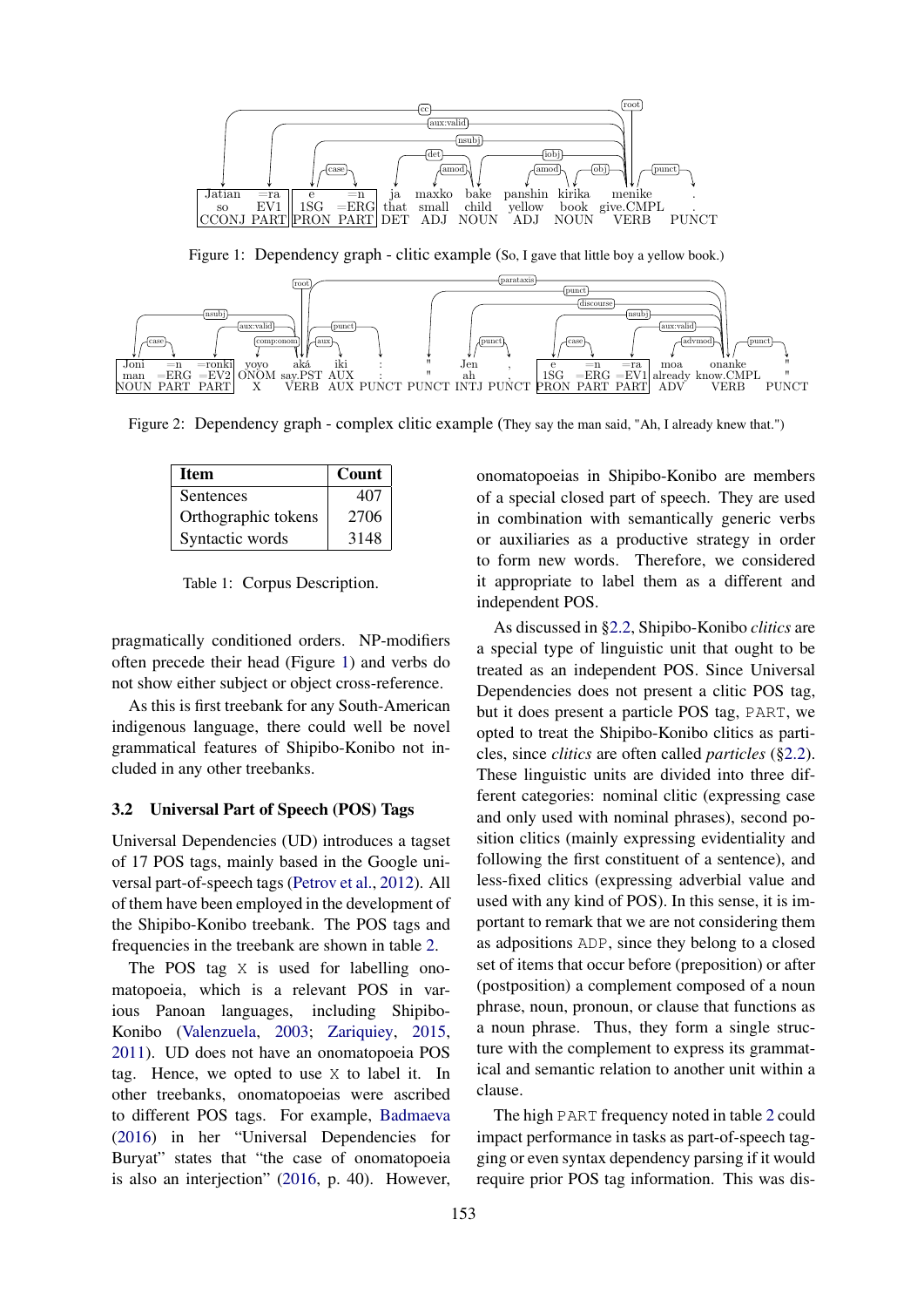Figure 1: Dependency graph - clitic example (So, I gave that little boy a yellow book.)

Figure 2: Dependency graph - complex clitic example (They say the man said, "Ah, I already knew that.")

| Item | Count |
|---|---|
| Sentences | 407 |
| Orthographic tokens | 2706 |
| Syntactic words | 3148 |

Table 1: Corpus Description.

pragmatically conditioned orders. NP-modifiers often precede their head (Figure 1) and verbs do not show either subject or object cross-reference.

As this is first treebank for any South-American indigenous language, there could well be novel grammatical features of Shipibo-Konibo not included in any other treebanks.

### 3.2 Universal Part of Speech (POS) Tags

Universal Dependencies (UD) introduces a tagset of 17 POS tags, mainly based in the Google universal part-of-speech tags (Petrov et al., 2012). All of them have been employed in the development of the Shipibo-Konibo treebank. The POS tags and frequencies in the treebank are shown in table 2.

The POS tag `X` is used for labelling onomatopoeia, which is a relevant POS in various Panoan languages, including Shipibo-Konibo (Valenzuela, 2003; Zariquiey, 2015, 2011). UD does not have an onomatopoeia POS tag. Hence, we opted to use `X` to label it. In other treebanks, onomatopoeias were ascribed to different POS tags. For example, Badmaeva (2016) in her "Universal Dependencies for Buryat" states that "the case of onomatopoeia is also an interjection" (2016, p. 40). However, onomatopoeias in Shipibo-Konibo are members of a special closed part of speech. They are used in combination with semantically generic verbs or auxiliaries as a productive strategy in order to form new words. Therefore, we considered it appropriate to label them as a different and independent POS.

As discussed in §2.2, Shipibo-Konibo *clitics* are a special type of linguistic unit that ought to be treated as an independent POS. Since Universal Dependencies does not present a clitic POS tag, but it does present a particle POS tag, `PART`, we opted to treat the Shipibo-Konibo clitics as particles, since *clitics* are often called *particles* (§2.2). These linguistic units are divided into three different categories: nominal clitic (expressing case and only used with nominal phrases), second position clitics (mainly expressing evidentiality and following the first constituent of a sentence), and less-fixed clitics (expressing adverbial value and used with any kind of POS). In this sense, it is important to remark that we are not considering them as adpositions `ADP`, since they belong to a closed set of items that occur before (preposition) or after (postposition) a complement composed of a noun phrase, noun, pronoun, or clause that functions as a noun phrase. Thus, they form a single structure with the complement to express its grammatical and semantic relation to another unit within a clause.

The high `PART` frequency noted in table 2 could impact performance in tasks as part-of-speech tagging or even syntax dependency parsing if it would require prior POS tag information. This was dis-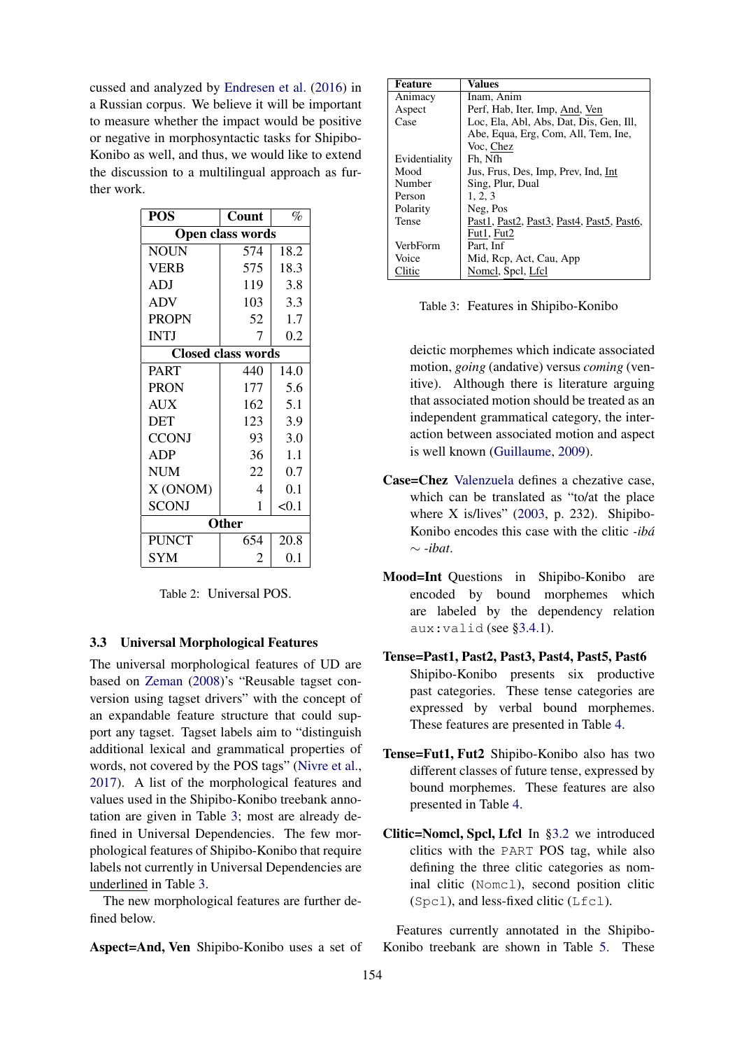cussed and analyzed by Endresen et al. (2016) in a Russian corpus. We believe it will be important to measure whether the impact would be positive or negative in morphosyntactic tasks for Shipibo-Konibo as well, and thus, we would like to extend the discussion to a multilingual approach as further work.

| POS | Count | % |
|---|---|---|
| **Open class words** | | |
| NOUN | 574 | 18.2 |
| VERB | 575 | 18.3 |
| ADJ | 119 | 3.8 |
| ADV | 103 | 3.3 |
| PROPN | 52 | 1.7 |
| INTJ | 7 | 0.2 |
| **Closed class words** | | |
| PART | 440 | 14.0 |
| PRON | 177 | 5.6 |
| AUX | 162 | 5.1 |
| DET | 123 | 3.9 |
| CCONJ | 93 | 3.0 |
| ADP | 36 | 1.1 |
| NUM | 22 | 0.7 |
| X (ONOM) | 4 | 0.1 |
| SCONJ | 1 | <0.1 |
| **Other** | | |
| PUNCT | 654 | 20.8 |
| SYM | 2 | 0.1 |

Table 2: Universal POS.

### 3.3 Universal Morphological Features

The universal morphological features of UD are based on Zeman (2008)'s "Reusable tagset conversion using tagset drivers" with the concept of an expandable feature structure that could support any tagset. Tagset labels aim to "distinguish additional lexical and grammatical properties of words, not covered by the POS tags" (Nivre et al., 2017). A list of the morphological features and values used in the Shipibo-Konibo treebank annotation are given in Table 3; most are already defined in Universal Dependencies. The few morphological features of Shipibo-Konibo that require labels not currently in Universal Dependencies are underlined in Table 3.

The new morphological features are further defined below.

| Feature | Values |
|---|---|
| Animacy | Inam, Anim |
| Aspect | Perf, Hab, Iter, Imp, And, Ven |
| Case | Loc, Ela, Abl, Abs, Dat, Dis, Gen, Ill, Abe, Equa, Erg, Com, All, Tem, Ine, Voc, Chez |
| Evidentiality | Fh, Nfh |
| Mood | Jus, Frus, Des, Imp, Prev, Ind, Int |
| Number | Sing, Plur, Dual |
| Person | 1, 2, 3 |
| Polarity | Neg, Pos |
| Tense | Past1, Past2, Past3, Past4, Past5, Past6, Fut1, Fut2 |
| VerbForm | Part, Inf |
| Voice | Mid, Rcp, Act, Cau, App |
| Clitic | Nomcl, Spcl, Lfcl |

Table 3: Features in Shipibo-Konibo

**Aspect=And, Ven** Shipibo-Konibo uses a set of deictic morphemes which indicate associated motion, *going* (andative) versus *coming* (venitive). Although there is literature arguing that associated motion should be treated as an independent grammatical category, the interaction between associated motion and aspect is well known (Guillaume, 2009).

**Case=Chez** Valenzuela defines a chezative case, which can be translated as "to/at the place where X is/lives" (2003, p. 232). Shipibo-Konibo encodes this case with the clitic *-ibá* ∼ *-ibat*.

**Mood=Int** Questions in Shipibo-Konibo are encoded by bound morphemes which are labeled by the dependency relation `aux:valid` (see §3.4.1).

**Tense=Past1, Past2, Past3, Past4, Past5, Past6** Shipibo-Konibo presents six productive past categories. These tense categories are expressed by verbal bound morphemes. These features are presented in Table 4.

**Tense=Fut1, Fut2** Shipibo-Konibo also has two different classes of future tense, expressed by bound morphemes. These features are also presented in Table 4.

**Clitic=Nomcl, Spcl, Lfcl** In §3.2 we introduced clitics with the `PART` POS tag, while also defining the three clitic categories as nominal clitic (`Nomcl`), second position clitic (`Spcl`), and less-fixed clitic (`Lfcl`).

Features currently annotated in the Shipibo-Konibo treebank are shown in Table 5. These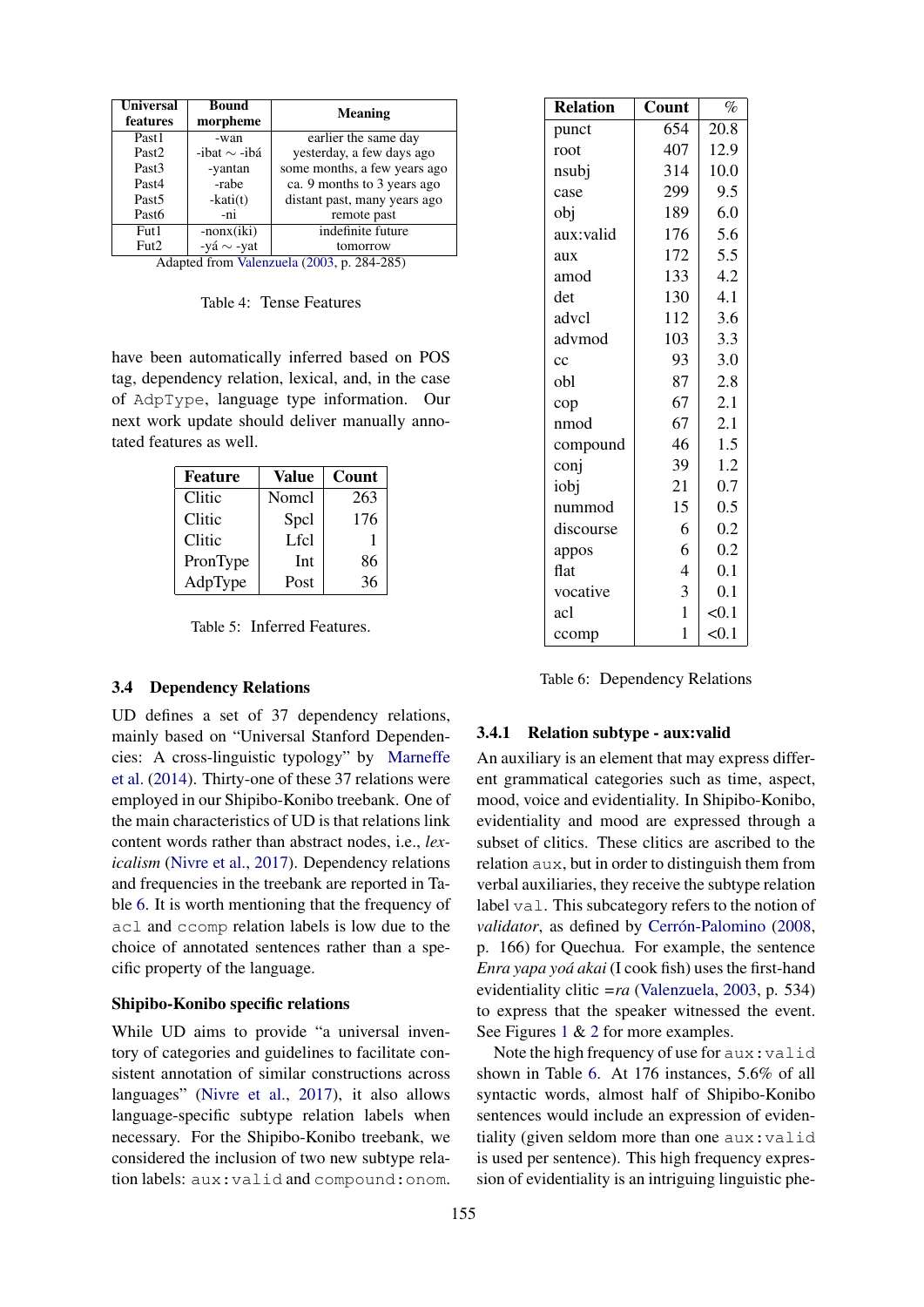| Universal features | Bound morpheme | Meaning |
|---|---|---|
| Past1 | -wan | earlier the same day |
| Past2 | -ibat ∼ -ibá | yesterday, a few days ago |
| Past3 | -yantan | some months, a few years ago |
| Past4 | -rabe | ca. 9 months to 3 years ago |
| Past5 | -kati(t) | distant past, many years ago |
| Past6 | -ni | remote past |
| Fut1 | -nonx(iki) | indefinite future |
| Fut2 | -yá ∼ -yat | tomorrow |

Adapted from Valenzuela (2003, p. 284-285)

Table 4: Tense Features

have been automatically inferred based on POS tag, dependency relation, lexical, and, in the case of `AdpType`, language type information. Our next work update should deliver manually annotated features as well.

| Feature | Value | Count |
|---|---|---|
| Clitic | Nomcl | 263 |
| Clitic | Spcl | 176 |
| Clitic | Lfcl | 1 |
| PronType | Int | 86 |
| AdpType | Post | 36 |

Table 5: Inferred Features.

### 3.4 Dependency Relations

UD defines a set of 37 dependency relations, mainly based on "Universal Stanford Dependencies: A cross-linguistic typology" by Marneffe et al. (2014). Thirty-one of these 37 relations were employed in our Shipibo-Konibo treebank. One of the main characteristics of UD is that relations link content words rather than abstract nodes, i.e., *lexicalism* (Nivre et al., 2017). Dependency relations and frequencies in the treebank are reported in Table 6. It is worth mentioning that the frequency of `acl` and `ccomp` relation labels is low due to the choice of annotated sentences rather than a specific property of the language.

#### Shipibo-Konibo specific relations

While UD aims to provide "a universal inventory of categories and guidelines to facilitate consistent annotation of similar constructions across languages" (Nivre et al., 2017), it also allows language-specific subtype relation labels when necessary. For the Shipibo-Konibo treebank, we considered the inclusion of two new subtype relation labels: `aux:valid` and `compound:onom`.

| Relation | Count | % |
|---|---|---|
| punct | 654 | 20.8 |
| root | 407 | 12.9 |
| nsubj | 314 | 10.0 |
| case | 299 | 9.5 |
| obj | 189 | 6.0 |
| aux:valid | 176 | 5.6 |
| aux | 172 | 5.5 |
| amod | 133 | 4.2 |
| det | 130 | 4.1 |
| advcl | 112 | 3.6 |
| advmod | 103 | 3.3 |
| cc | 93 | 3.0 |
| obl | 87 | 2.8 |
| cop | 67 | 2.1 |
| nmod | 67 | 2.1 |
| compound | 46 | 1.5 |
| conj | 39 | 1.2 |
| iobj | 21 | 0.7 |
| nummod | 15 | 0.5 |
| discourse | 6 | 0.2 |
| appos | 6 | 0.2 |
| flat | 4 | 0.1 |
| vocative | 3 | 0.1 |
| acl | 1 | <0.1 |
| ccomp | 1 | <0.1 |

Table 6: Dependency Relations

#### 3.4.1 Relation subtype - aux:valid

An auxiliary is an element that may express different grammatical categories such as time, aspect, mood, voice and evidentiality. In Shipibo-Konibo, evidentiality and mood are expressed through a subset of clitics. These clitics are ascribed to the relation `aux`, but in order to distinguish them from verbal auxiliaries, they receive the subtype relation label `val`. This subcategory refers to the notion of *validator*, as defined by Cerrón-Palomino (2008, p. 166) for Quechua. For example, the sentence *Enra yapa yoá akai* (I cook fish) uses the first-hand evidentiality clitic *=ra* (Valenzuela, 2003, p. 534) to express that the speaker witnessed the event. See Figures 1 & 2 for more examples.

Note the high frequency of use for `aux:valid` shown in Table 6. At 176 instances, 5.6% of all syntactic words, almost half of Shipibo-Konibo sentences would include an expression of evidentiality (given seldom more than one `aux:valid` is used per sentence). This high frequency expression of evidentiality is an intriguing linguistic phe-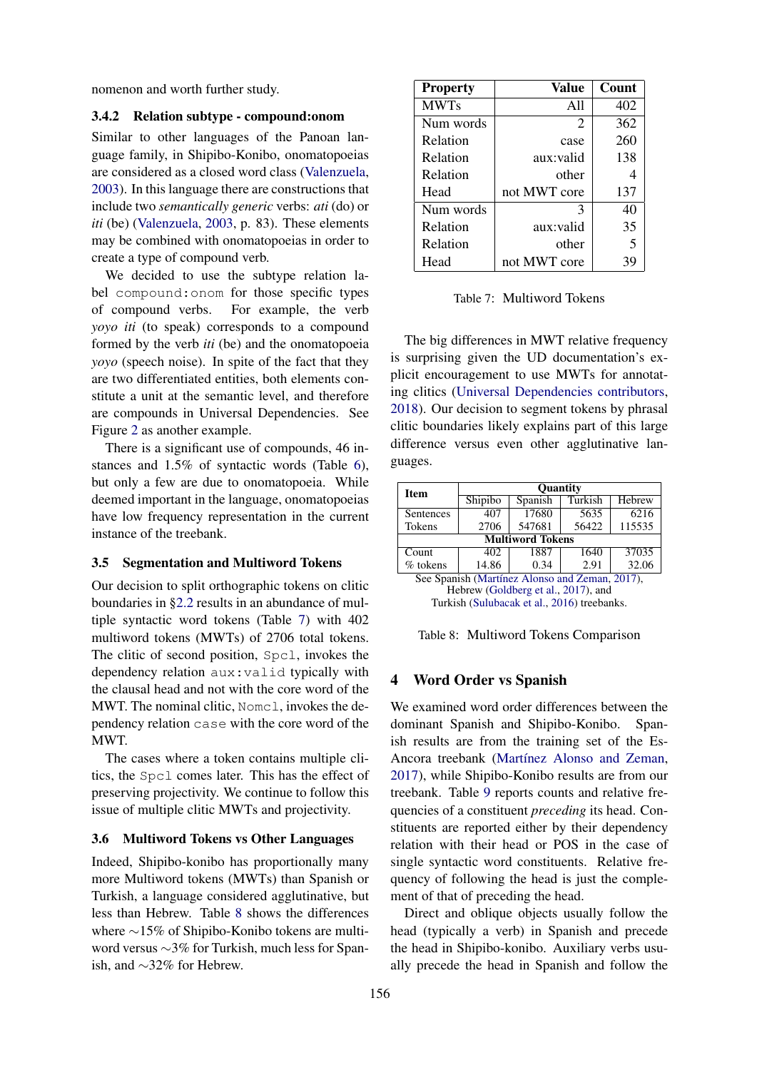nomenon and worth further study.

### 3.4.2 Relation subtype - compound:onom

Similar to other languages of the Panoan language family, in Shipibo-Konibo, onomatopoeias are considered as a closed word class (Valenzuela, 2003). In this language there are constructions that include two *semantically generic* verbs: *ati* (do) or *iti* (be) (Valenzuela, 2003, p. 83). These elements may be combined with onomatopoeias in order to create a type of compound verb.

We decided to use the subtype relation label `compound:onom` for those specific types of compound verbs. For example, the verb *yoyo iti* (to speak) corresponds to a compound formed by the verb *iti* (be) and the onomatopoeia *yoyo* (speech noise). In spite of the fact that they are two differentiated entities, both elements constitute a unit at the semantic level, and therefore are compounds in Universal Dependencies. See Figure 2 as another example.

There is a significant use of compounds, 46 instances and 1.5% of syntactic words (Table 6), but only a few are due to onomatopoeia. While deemed important in the language, onomatopoeias have low frequency representation in the current instance of the treebank.

## 3.5 Segmentation and Multiword Tokens

Our decision to split orthographic tokens on clitic boundaries in §2.2 results in an abundance of multiple syntactic word tokens (Table 7) with 402 multiword tokens (MWTs) of 2706 total tokens. The clitic of second position, `Spcl`, invokes the dependency relation `aux:valid` typically with the clausal head and not with the core word of the MWT. The nominal clitic, `Nomcl`, invokes the dependency relation `case` with the core word of the MWT.

The cases where a token contains multiple clitics, the `Spcl` comes later. This has the effect of preserving projectivity. We continue to follow this issue of multiple clitic MWTs and projectivity.

| Property | Value | Count |
|---|---|---|
| MWTs | All | 402 |
| Num words | 2 | 362 |
| Relation | case | 260 |
| Relation | aux:valid | 138 |
| Relation | other | 4 |
| Head | not MWT core | 137 |
| Num words | 3 | 40 |
| Relation | aux:valid | 35 |
| Relation | other | 5 |
| Head | not MWT core | 39 |

Table 7: Multiword Tokens

The big differences in MWT relative frequency is surprising given the UD documentation's explicit encouragement to use MWTs for annotating clitics (Universal Dependencies contributors, 2018). Our decision to segment tokens by phrasal clitic boundaries likely explains part of this large difference versus even other agglutinative languages.

## 3.6 Multiword Tokens vs Other Languages

Indeed, Shipibo-konibo has proportionally many more Multiword tokens (MWTs) than Spanish or Turkish, a language considered agglutinative, but less than Hebrew. Table 8 shows the differences where ∼15% of Shipibo-Konibo tokens are multiword versus ∼3% for Turkish, much less for Spanish, and ∼32% for Hebrew.

| Item | Quantity | | | |
|---|---|---|---|---|
| | Shipibo | Spanish | Turkish | Hebrew |
| Sentences | 407 | 17680 | 5635 | 6216 |
| Tokens | 2706 | 547681 | 56422 | 115535 |
| **Multiword Tokens** | | | | |
| Count | 402 | 1887 | 1640 | 37035 |
| % tokens | 14.86 | 0.34 | 2.91 | 32.06 |

See Spanish (Martínez Alonso and Zeman, 2017), Hebrew (Goldberg et al., 2017), and Turkish (Sulubacak et al., 2016) treebanks.

Table 8: Multiword Tokens Comparison

# 4 Word Order vs Spanish

We examined word order differences between the dominant Spanish and Shipibo-Konibo. Spanish results are from the training set of the Es-Ancora treebank (Martínez Alonso and Zeman, 2017), while Shipibo-Konibo results are from our treebank. Table 9 reports counts and relative frequencies of a constituent *preceding* its head. Constituents are reported either by their dependency relation with their head or POS in the case of single syntactic word constituents. Relative frequency of following the head is just the complement of that of preceding the head.

Direct and oblique objects usually follow the head (typically a verb) in Spanish and precede the head in Shipibo-konibo. Auxiliary verbs usually precede the head in Spanish and follow the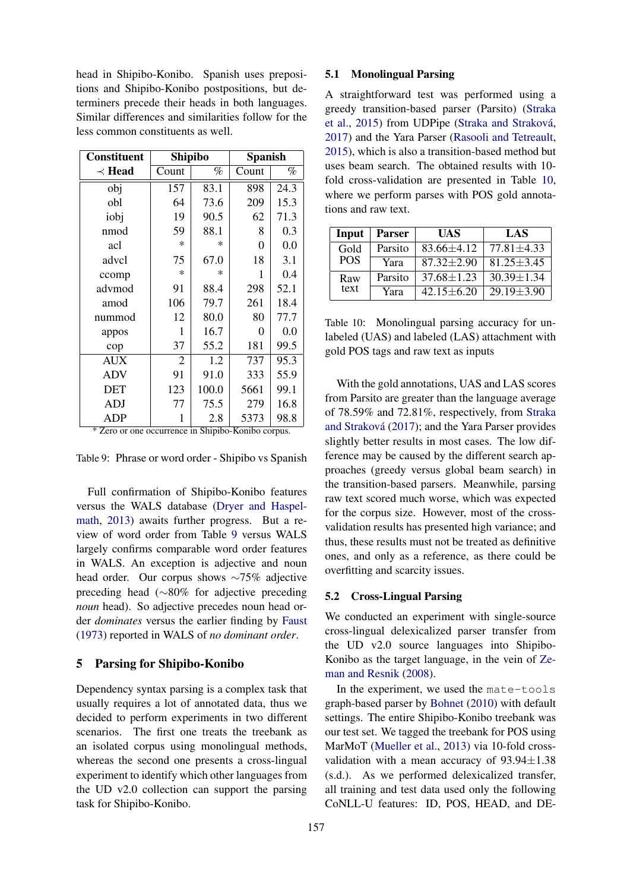head in Shipibo-Konibo. Spanish uses prepositions and Shipibo-Konibo postpositions, but determiners precede their heads in both languages. Similar differences and similarities follow for the less common constituents as well.

| Constituent | Shipibo | | Spanish | |
|---|---|---|---|---|
| ≺ Head | Count | % | Count | % |
| obj | 157 | 83.1 | 898 | 24.3 |
| obl | 64 | 73.6 | 209 | 15.3 |
| iobj | 19 | 90.5 | 62 | 71.3 |
| nmod | 59 | 88.1 | 8 | 0.3 |
| acl | * | * | 0 | 0.0 |
| advcl | 75 | 67.0 | 18 | 3.1 |
| ccomp | * | * | 1 | 0.4 |
| advmod | 91 | 88.4 | 298 | 52.1 |
| amod | 106 | 79.7 | 261 | 18.4 |
| nummod | 12 | 80.0 | 80 | 77.7 |
| appos | 1 | 16.7 | 0 | 0.0 |
| cop | 37 | 55.2 | 181 | 99.5 |
| AUX | 2 | 1.2 | 737 | 95.3 |
| ADV | 91 | 91.0 | 333 | 55.9 |
| DET | 123 | 100.0 | 5661 | 99.1 |
| ADJ | 77 | 75.5 | 279 | 16.8 |
| ADP | 1 | 2.8 | 5373 | 98.8 |

\* Zero or one occurrence in Shipibo-Konibo corpus.

Table 9: Phrase or word order - Shipibo vs Spanish

Full confirmation of Shipibo-Konibo features versus the WALS database (Dryer and Haspelmath, 2013) awaits further progress. But a review of word order from Table 9 versus WALS largely confirms comparable word order features in WALS. An exception is adjective and noun head order. Our corpus shows ∼75% adjective preceding head (∼80% for adjective preceding *noun* head). So adjective precedes noun head order *dominates* versus the earlier finding by Faust (1973) reported in WALS of *no dominant order*.

## 5 Parsing for Shipibo-Konibo

Dependency syntax parsing is a complex task that usually requires a lot of annotated data, thus we decided to perform experiments in two different scenarios. The first one treats the treebank as an isolated corpus using monolingual methods, whereas the second one presents a cross-lingual experiment to identify which other languages from the UD v2.0 collection can support the parsing task for Shipibo-Konibo.

### 5.1 Monolingual Parsing

A straightforward test was performed using a greedy transition-based parser (Parsito) (Straka et al., 2015) from UDPipe (Straka and Straková, 2017) and the Yara Parser (Rasooli and Tetreault, 2015), which is also a transition-based method but uses beam search. The obtained results with 10-fold cross-validation are presented in Table 10, where we perform parses with POS gold annotations and raw text.

| Input | Parser | UAS | LAS |
|---|---|---|---|
| Gold POS | Parsito | 83.66±4.12 | 77.81±4.33 |
| | Yara | 87.32±2.90 | 81.25±3.45 |
| Raw text | Parsito | 37.68±1.23 | 30.39±1.34 |
| | Yara | 42.15±6.20 | 29.19±3.90 |

Table 10: Monolingual parsing accuracy for unlabeled (UAS) and labeled (LAS) attachment with gold POS tags and raw text as inputs

With the gold annotations, UAS and LAS scores from Parsito are greater than the language average of 78.59% and 72.81%, respectively, from Straka and Straková (2017); and the Yara Parser provides slightly better results in most cases. The low difference may be caused by the different search approaches (greedy versus global beam search) in the transition-based parsers. Meanwhile, parsing raw text scored much worse, which was expected for the corpus size. However, most of the cross-validation results has presented high variance; and thus, these results must not be treated as definitive ones, and only as a reference, as there could be overfitting and scarcity issues.

### 5.2 Cross-Lingual Parsing

We conducted an experiment with single-source cross-lingual delexicalized parser transfer from the UD v2.0 source languages into Shipibo-Konibo as the target language, in the vein of Zeman and Resnik (2008).

In the experiment, we used the `mate-tools` graph-based parser by Bohnet (2010) with default settings. The entire Shipibo-Konibo treebank was our test set. We tagged the treebank for POS using MarMoT (Mueller et al., 2013) via 10-fold cross-validation with a mean accuracy of 93.94±1.38 (s.d.). As we performed delexicalized transfer, all training and test data used only the following CoNLL-U features: ID, POS, HEAD, and DE-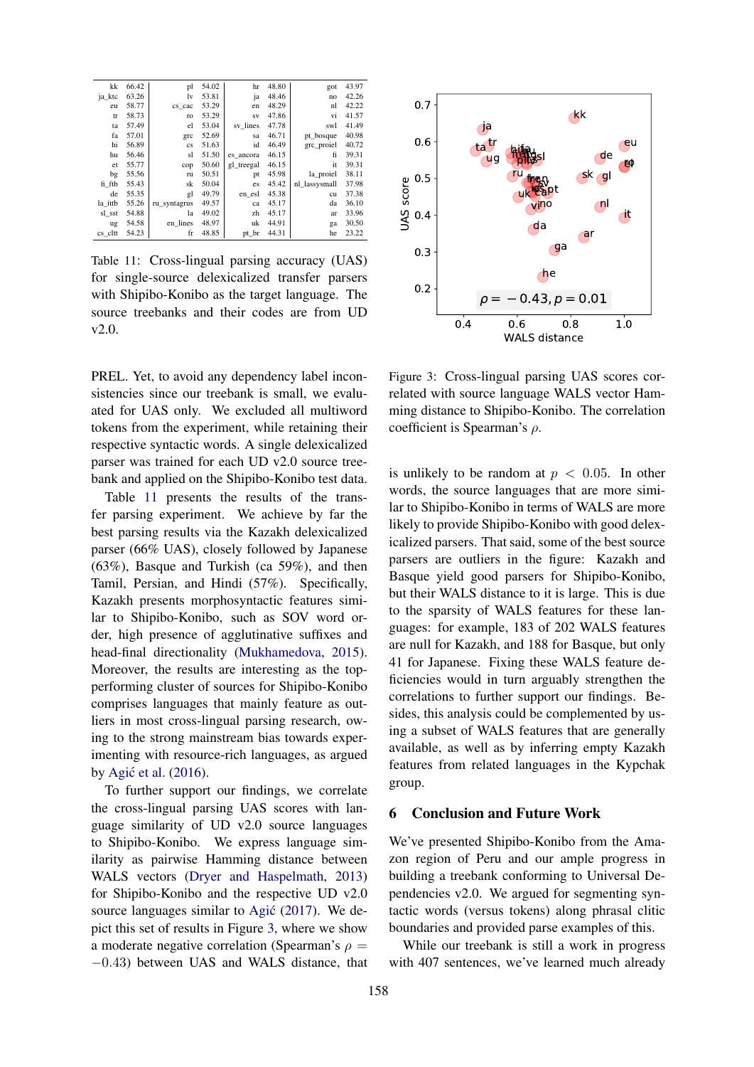| | | | | | | | |
|---|---|---|---|---|---|---|---|
| kk | 66.42 | pl | 54.02 | hr | 48.80 | got | 43.97 |
| ja_ktc | 63.26 | lv | 53.81 | ja | 48.46 | no | 42.26 |
| eu | 58.77 | cs_cac | 53.29 | en | 48.29 | nl | 42.22 |
| tr | 58.73 | ro | 53.29 | sv | 47.86 | vi | 41.57 |
| ta | 57.49 | el | 53.04 | sv_lines | 47.78 | swl | 41.49 |
| fa | 57.01 | grc | 52.69 | sa | 46.71 | pt_bosque | 40.98 |
| hi | 56.89 | cs | 51.63 | id | 46.49 | grc_proiel | 40.72 |
| hu | 56.46 | sl | 51.50 | es_ancora | 46.15 | fi | 39.31 |
| et | 55.77 | cop | 50.60 | gl_treegal | 46.15 | it | 39.31 |
| bg | 55.56 | ru | 50.51 | pt | 45.98 | la_proiel | 38.11 |
| fi_ftb | 55.43 | sk | 50.04 | es | 45.42 | nl_lassysmall | 37.98 |
| de | 55.35 | gl | 49.79 | en_esl | 45.38 | cu | 37.38 |
| la_ittb | 55.26 | ru_syntagrus | 49.57 | ca | 45.17 | da | 36.10 |
| sl_sst | 54.88 | la | 49.02 | zh | 45.17 | ar | 33.96 |
| ug | 54.58 | en_lines | 48.97 | uk | 44.91 | ga | 30.50 |
| cs_cltt | 54.23 | fr | 48.85 | pt_br | 44.31 | he | 23.22 |

Table 11: Cross-lingual parsing accuracy (UAS) for single-source delexicalized transfer parsers with Shipibo-Konibo as the target language. The source treebanks and their codes are from UD v2.0.

PREL. Yet, to avoid any dependency label inconsistencies since our treebank is small, we evaluated for UAS only. We excluded all multiword tokens from the experiment, while retaining their respective syntactic words. A single delexicalized parser was trained for each UD v2.0 source treebank and applied on the Shipibo-Konibo test data.

Table 11 presents the results of the transfer parsing experiment. We achieve by far the best parsing results via the Kazakh delexicalized parser (66% UAS), closely followed by Japanese (63%), Basque and Turkish (ca 59%), and then Tamil, Persian, and Hindi (57%). Specifically, Kazakh presents morphosyntactic features similar to Shipibo-Konibo, such as SOV word order, high presence of agglutinative suffixes and head-final directionality (Mukhamedova, 2015). Moreover, the results are interesting as the top-performing cluster of sources for Shipibo-Konibo comprises languages that mainly feature as outliers in most cross-lingual parsing research, owing to the strong mainstream bias towards experimenting with resource-rich languages, as argued by Agić et al. (2016).

To further support our findings, we correlate the cross-lingual parsing UAS scores with language similarity of UD v2.0 source languages to Shipibo-Konibo. We express language similarity as pairwise Hamming distance between WALS vectors (Dryer and Haspelmath, 2013) for Shipibo-Konibo and the respective UD v2.0 source languages similar to Agić (2017). We depict this set of results in Figure 3, where we show a moderate negative correlation (Spearman's $\rho = -0.43$) between UAS and WALS distance, that

Figure 3: Cross-lingual parsing UAS scores correlated with source language WALS vector Hamming distance to Shipibo-Konibo. The correlation coefficient is Spearman's $\rho$.

is unlikely to be random at $p < 0.05$. In other words, the source languages that are more similar to Shipibo-Konibo in terms of WALS are more likely to provide Shipibo-Konibo with good delexicalized parsers. That said, some of the best source parsers are outliers in the figure: Kazakh and Basque yield good parsers for Shipibo-Konibo, but their WALS distance to it is large. This is due to the sparsity of WALS features for these languages: for example, 183 of 202 WALS features are null for Kazakh, and 188 for Basque, but only 41 for Japanese. Fixing these WALS feature deficiencies would in turn arguably strengthen the correlations to further support our findings. Besides, this analysis could be complemented by using a subset of WALS features that are generally available, as well as by inferring empty Kazakh features from related languages in the Kypchak group.

## 6 Conclusion and Future Work

We've presented Shipibo-Konibo from the Amazon region of Peru and our ample progress in building a treebank conforming to Universal Dependencies v2.0. We argued for segmenting syntactic words (versus tokens) along phrasal clitic boundaries and provided parse examples of this.

While our treebank is still a work in progress with 407 sentences, we've learned much already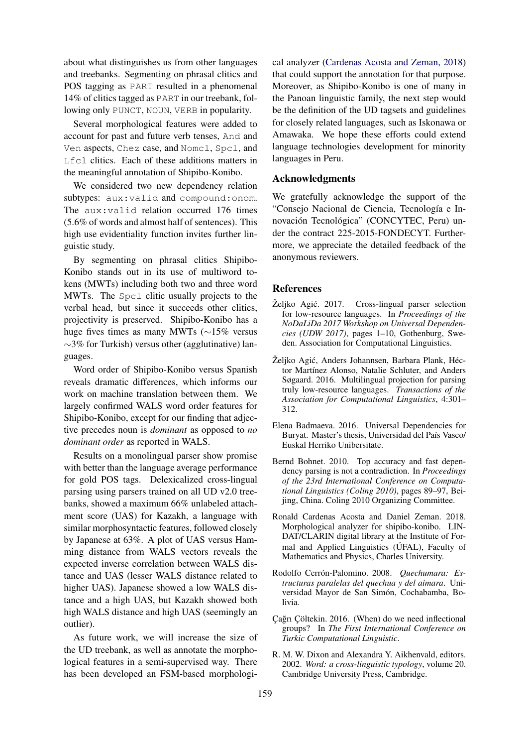about what distinguishes us from other languages and treebanks. Segmenting on phrasal clitics and POS tagging as PART resulted in a phenomenal 14% of clitics tagged as PART in our treebank, following only PUNCT, NOUN, VERB in popularity.

Several morphological features were added to account for past and future verb tenses, And and Ven aspects, Chez case, and Nomcl, Spcl, and Lfcl clitics. Each of these additions matters in the meaningful annotation of Shipibo-Konibo.

We considered two new dependency relation subtypes: aux:valid and compound:onom. The aux:valid relation occurred 176 times (5.6% of words and almost half of sentences). This high use evidentiality function invites further linguistic study.

By segmenting on phrasal clitics Shipibo-Konibo stands out in its use of multiword tokens (MWTs) including both two and three word MWTs. The Spcl clitic usually projects to the verbal head, but since it succeeds other clitics, projectivity is preserved. Shipibo-Konibo has a huge fives times as many MWTs (∼15% versus ∼3% for Turkish) versus other (agglutinative) languages.

Word order of Shipibo-Konibo versus Spanish reveals dramatic differences, which informs our work on machine translation between them. We largely confirmed WALS word order features for Shipibo-Konibo, except for our finding that adjective precedes noun is *dominant* as opposed to *no dominant order* as reported in WALS.

Results on a monolingual parser show promise with better than the language average performance for gold POS tags. Delexicalized cross-lingual parsing using parsers trained on all UD v2.0 treebanks, showed a maximum 66% unlabeled attachment score (UAS) for Kazakh, a language with similar morphosyntactic features, followed closely by Japanese at 63%. A plot of UAS versus Hamming distance from WALS vectors reveals the expected inverse correlation between WALS distance and UAS (lesser WALS distance related to higher UAS). Japanese showed a low WALS distance and a high UAS, but Kazakh showed both high WALS distance and high UAS (seemingly an outlier).

As future work, we will increase the size of the UD treebank, as well as annotate the morphological features in a semi-supervised way. There has been developed an FSM-based morphological analyzer (Cardenas Acosta and Zeman, 2018) that could support the annotation for that purpose. Moreover, as Shipibo-Konibo is one of many in the Panoan linguistic family, the next step would be the definition of the UD tagsets and guidelines for closely related languages, such as Iskonawa or Amawaka. We hope these efforts could extend language technologies development for minority languages in Peru.

## Acknowledgments

We gratefully acknowledge the support of the "Consejo Nacional de Ciencia, Tecnología e Innovación Tecnológica" (CONCYTEC, Peru) under the contract 225-2015-FONDECYT. Furthermore, we appreciate the detailed feedback of the anonymous reviewers.

## References

Željko Agić. 2017. Cross-lingual parser selection for low-resource languages. In *Proceedings of the NoDaLiDa 2017 Workshop on Universal Dependencies (UDW 2017)*, pages 1–10, Gothenburg, Sweden. Association for Computational Linguistics.

Željko Agić, Anders Johannsen, Barbara Plank, Héctor Martínez Alonso, Natalie Schluter, and Anders Søgaard. 2016. Multilingual projection for parsing truly low-resource languages. *Transactions of the Association for Computational Linguistics*, 4:301–312.

Elena Badmaeva. 2016. Universal Dependencies for Buryat. Master's thesis, Universidad del País Vasco/ Euskal Herriko Unibersitate.

Bernd Bohnet. 2010. Top accuracy and fast dependency parsing is not a contradiction. In *Proceedings of the 23rd International Conference on Computational Linguistics (Coling 2010)*, pages 89–97, Beijing, China. Coling 2010 Organizing Committee.

Ronald Cardenas Acosta and Daniel Zeman. 2018. Morphological analyzer for shipibo-konibo. LINDAT/CLARIN digital library at the Institute of Formal and Applied Linguistics (ÚFAL), Faculty of Mathematics and Physics, Charles University.

Rodolfo Cerrón-Palomino. 2008. *Quechumara: Estructuras paralelas del quechua y del aimara*. Universidad Mayor de San Simón, Cochabamba, Bolivia.

Çağrı Çöltekin. 2016. (When) do we need inflectional groups? In *The First International Conference on Turkic Computational Linguistic*.

R. M. W. Dixon and Alexandra Y. Aikhenvald, editors. 2002. *Word: a cross-linguistic typology*, volume 20. Cambridge University Press, Cambridge.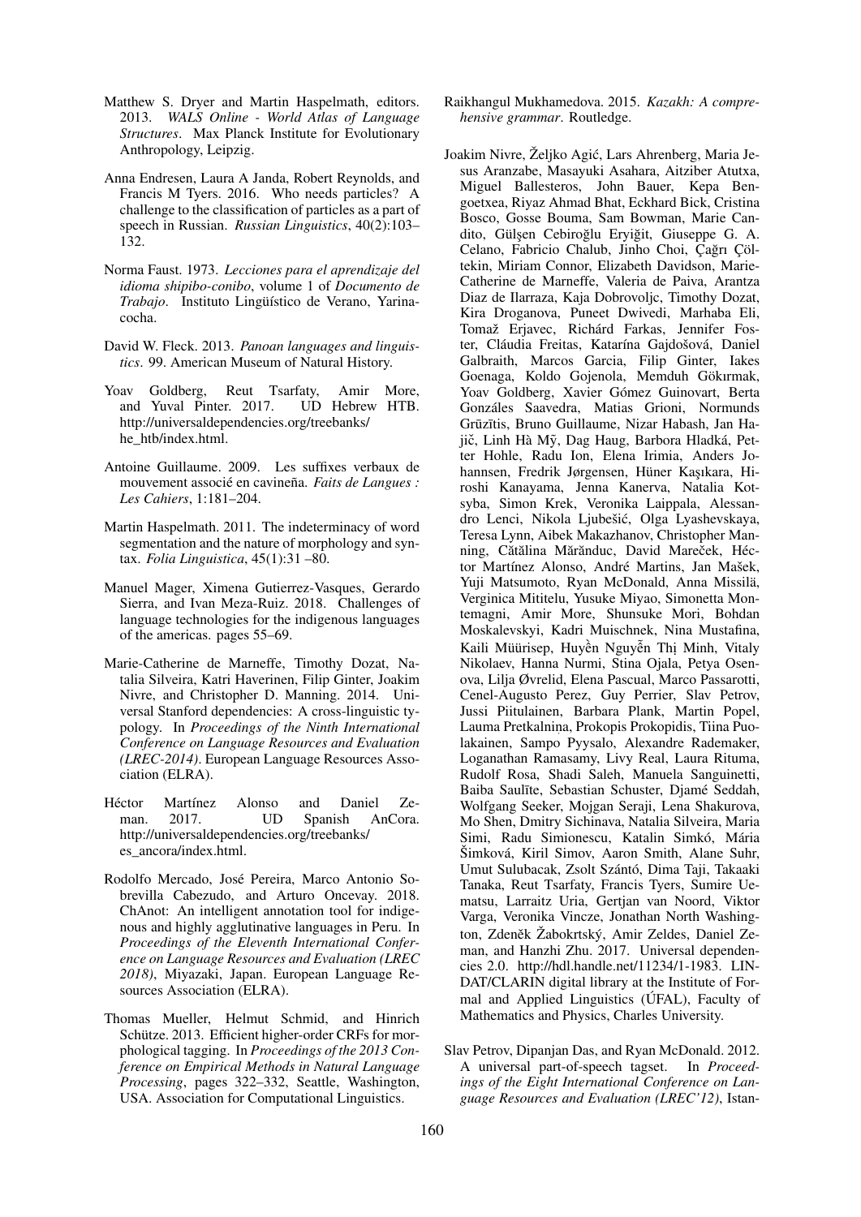Matthew S. Dryer and Martin Haspelmath, editors. 2013. *WALS Online - World Atlas of Language Structures*. Max Planck Institute for Evolutionary Anthropology, Leipzig.

Anna Endresen, Laura A Janda, Robert Reynolds, and Francis M Tyers. 2016. Who needs particles? A challenge to the classification of particles as a part of speech in Russian. *Russian Linguistics*, 40(2):103–132.

Norma Faust. 1973. *Lecciones para el aprendizaje del idioma shipibo-conibo*, volume 1 of *Documento de Trabajo*. Instituto Lingüístico de Verano, Yarinacocha.

David W. Fleck. 2013. *Panoan languages and linguistics*. 99. American Museum of Natural History.

Yoav Goldberg, Reut Tsarfaty, Amir More, and Yuval Pinter. 2017. UD Hebrew HTB. http://universaldependencies.org/treebanks/he_htb/index.html.

Antoine Guillaume. 2009. Les suffixes verbaux de mouvement associé en cavineña. *Faits de Langues : Les Cahiers*, 1:181–204.

Martin Haspelmath. 2011. The indeterminacy of word segmentation and the nature of morphology and syntax. *Folia Linguistica*, 45(1):31 –80.

Manuel Mager, Ximena Gutierrez-Vasques, Gerardo Sierra, and Ivan Meza-Ruiz. 2018. Challenges of language technologies for the indigenous languages of the americas. pages 55–69.

Marie-Catherine de Marneffe, Timothy Dozat, Natalia Silveira, Katri Haverinen, Filip Ginter, Joakim Nivre, and Christopher D. Manning. 2014. Universal Stanford dependencies: A cross-linguistic typology. In *Proceedings of the Ninth International Conference on Language Resources and Evaluation (LREC-2014)*. European Language Resources Association (ELRA).

Héctor Martínez Alonso and Daniel Zeman. 2017. UD Spanish AnCora. http://universaldependencies.org/treebanks/es_ancora/index.html.

Rodolfo Mercado, José Pereira, Marco Antonio Sobrevilla Cabezudo, and Arturo Oncevay. 2018. ChAnot: An intelligent annotation tool for indigenous and highly agglutinative languages in Peru. In *Proceedings of the Eleventh International Conference on Language Resources and Evaluation (LREC 2018)*, Miyazaki, Japan. European Language Resources Association (ELRA).

Thomas Mueller, Helmut Schmid, and Hinrich Schütze. 2013. Efficient higher-order CRFs for morphological tagging. In *Proceedings of the 2013 Conference on Empirical Methods in Natural Language Processing*, pages 322–332, Seattle, Washington, USA. Association for Computational Linguistics.

Raikhangul Mukhamedova. 2015. *Kazakh: A comprehensive grammar*. Routledge.

Joakim Nivre, Željko Agić, Lars Ahrenberg, Maria Jesus Aranzabe, Masayuki Asahara, Aitziber Atutxa, Miguel Ballesteros, John Bauer, Kepa Bengoetxea, Riyaz Ahmad Bhat, Eckhard Bick, Cristina Bosco, Gosse Bouma, Sam Bowman, Marie Candito, Gülşen Cebiroğlu Eryiğit, Giuseppe G. A. Celano, Fabricio Chalub, Jinho Choi, Çağrı Çöltekin, Miriam Connor, Elizabeth Davidson, Marie-Catherine de Marneffe, Valeria de Paiva, Arantza Diaz de Ilarraza, Kaja Dobrovoljc, Timothy Dozat, Kira Droganova, Puneet Dwivedi, Marhaba Eli, Tomaž Erjavec, Richárd Farkas, Jennifer Foster, Cláudia Freitas, Katarína Gajdošová, Daniel Galbraith, Marcos Garcia, Filip Ginter, Iakes Goenaga, Koldo Gojenola, Memduh Gökırmak, Yoav Goldberg, Xavier Gómez Guinovart, Berta Gonzáles Saavedra, Matias Grioni, Normunds Grūzītis, Bruno Guillaume, Nizar Habash, Jan Hajič, Linh Hà Mỹ, Dag Haug, Barbora Hladká, Petter Hohle, Radu Ion, Elena Irimia, Anders Johannsen, Fredrik Jørgensen, Hüner Kaşıkara, Hiroshi Kanayama, Jenna Kanerva, Natalia Kotsyba, Simon Krek, Veronika Laippala, Alessandro Lenci, Nikola Ljubešić, Olga Lyashevskaya, Teresa Lynn, Aibek Makazhanov, Christopher Manning, Cătălina Mărănduc, David Mareček, Héctor Martínez Alonso, André Martins, Jan Mašek, Yuji Matsumoto, Ryan McDonald, Anna Missilä, Verginica Mititelu, Yusuke Miyao, Simonetta Montemagni, Amir More, Shunsuke Mori, Bohdan Moskalevskyi, Kadri Muischnek, Nina Mustafina, Kaili Müürisep, Huyền Nguyễn Thị Minh, Vitaly Nikolaev, Hanna Nurmi, Stina Ojala, Petya Osenova, Lilja Øvrelid, Elena Pascual, Marco Passarotti, Cenel-Augusto Perez, Guy Perrier, Slav Petrov, Jussi Piitulainen, Barbara Plank, Martin Popel, Lauma Pretkalniņa, Prokopis Prokopidis, Tiina Puolakainen, Sampo Pyysalo, Alexandre Rademaker, Loganathan Ramasamy, Livy Real, Laura Rituma, Rudolf Rosa, Shadi Saleh, Manuela Sanguinetti, Baiba Saulīte, Sebastian Schuster, Djamé Seddah, Wolfgang Seeker, Mojgan Seraji, Lena Shakurova, Mo Shen, Dmitry Sichinava, Natalia Silveira, Maria Simi, Radu Simionescu, Katalin Simkó, Mária Šimková, Kiril Simov, Aaron Smith, Alane Suhr, Umut Sulubacak, Zsolt Szántó, Dima Taji, Takaaki Tanaka, Reut Tsarfaty, Francis Tyers, Sumire Uematsu, Larraitz Uria, Gertjan van Noord, Viktor Varga, Veronika Vincze, Jonathan North Washington, Zdeněk Žabokrtský, Amir Zeldes, Daniel Zeman, and Hanzhi Zhu. 2017. Universal dependencies 2.0. http://hdl.handle.net/11234/1-1983. LINDAT/CLARIN digital library at the Institute of Formal and Applied Linguistics (ÚFAL), Faculty of Mathematics and Physics, Charles University.

Slav Petrov, Dipanjan Das, and Ryan McDonald. 2012. A universal part-of-speech tagset. In *Proceedings of the Eight International Conference on Language Resources and Evaluation (LREC'12)*, Istan-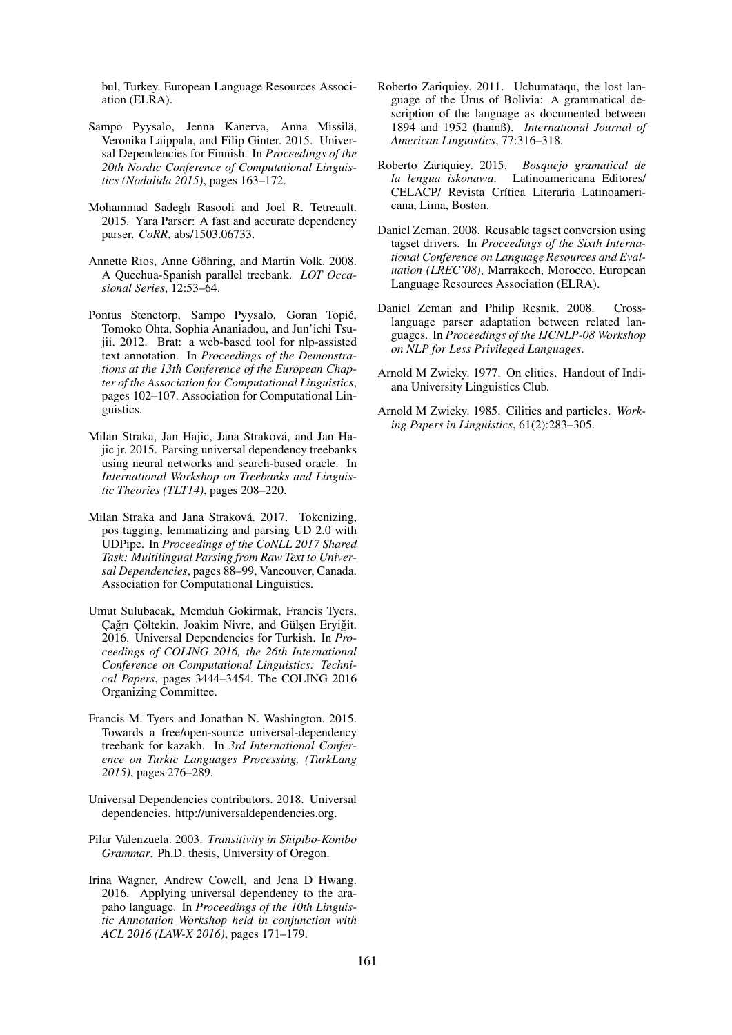bul, Turkey. European Language Resources Association (ELRA).

Sampo Pyysalo, Jenna Kanerva, Anna Missilä, Veronika Laippala, and Filip Ginter. 2015. Universal Dependencies for Finnish. In *Proceedings of the 20th Nordic Conference of Computational Linguistics (Nodalida 2015)*, pages 163–172.

Mohammad Sadegh Rasooli and Joel R. Tetreault. 2015. Yara Parser: A fast and accurate dependency parser. *CoRR*, abs/1503.06733.

Annette Rios, Anne Göhring, and Martin Volk. 2008. A Quechua-Spanish parallel treebank. *LOT Occasional Series*, 12:53–64.

Pontus Stenetorp, Sampo Pyysalo, Goran Topić, Tomoko Ohta, Sophia Ananiadou, and Jun'ichi Tsujii. 2012. Brat: a web-based tool for nlp-assisted text annotation. In *Proceedings of the Demonstrations at the 13th Conference of the European Chapter of the Association for Computational Linguistics*, pages 102–107. Association for Computational Linguistics.

Milan Straka, Jan Hajic, Jana Straková, and Jan Hajic jr. 2015. Parsing universal dependency treebanks using neural networks and search-based oracle. In *International Workshop on Treebanks and Linguistic Theories (TLT14)*, pages 208–220.

Milan Straka and Jana Straková. 2017. Tokenizing, pos tagging, lemmatizing and parsing UD 2.0 with UDPipe. In *Proceedings of the CoNLL 2017 Shared Task: Multilingual Parsing from Raw Text to Universal Dependencies*, pages 88–99, Vancouver, Canada. Association for Computational Linguistics.

Umut Sulubacak, Memduh Gokirmak, Francis Tyers, Çağrı Çöltekin, Joakim Nivre, and Gülşen Eryiğit. 2016. Universal Dependencies for Turkish. In *Proceedings of COLING 2016, the 26th International Conference on Computational Linguistics: Technical Papers*, pages 3444–3454. The COLING 2016 Organizing Committee.

Francis M. Tyers and Jonathan N. Washington. 2015. Towards a free/open-source universal-dependency treebank for kazakh. In *3rd International Conference on Turkic Languages Processing, (TurkLang 2015)*, pages 276–289.

Universal Dependencies contributors. 2018. Universal dependencies. http://universaldependencies.org.

Pilar Valenzuela. 2003. *Transitivity in Shipibo-Konibo Grammar*. Ph.D. thesis, University of Oregon.

Irina Wagner, Andrew Cowell, and Jena D Hwang. 2016. Applying universal dependency to the arapaho language. In *Proceedings of the 10th Linguistic Annotation Workshop held in conjunction with ACL 2016 (LAW-X 2016)*, pages 171–179.

Roberto Zariquiey. 2011. Uchumataqu, the lost language of the Urus of Bolivia: A grammatical description of the language as documented between 1894 and 1952 (hannß). *International Journal of American Linguistics*, 77:316–318.

Roberto Zariquiey. 2015. *Bosquejo gramatical de la lengua iskonawa*. Latinoamericana Editores/ CELACP/ Revista Crítica Literaria Latinoamericana, Lima, Boston.

Daniel Zeman. 2008. Reusable tagset conversion using tagset drivers. In *Proceedings of the Sixth International Conference on Language Resources and Evaluation (LREC'08)*, Marrakech, Morocco. European Language Resources Association (ELRA).

Daniel Zeman and Philip Resnik. 2008. Cross-language parser adaptation between related languages. In *Proceedings of the IJCNLP-08 Workshop on NLP for Less Privileged Languages*.

Arnold M Zwicky. 1977. On clitics. Handout of Indiana University Linguistics Club.

Arnold M Zwicky. 1985. Cilitics and particles. *Working Papers in Linguistics*, 61(2):283–305.